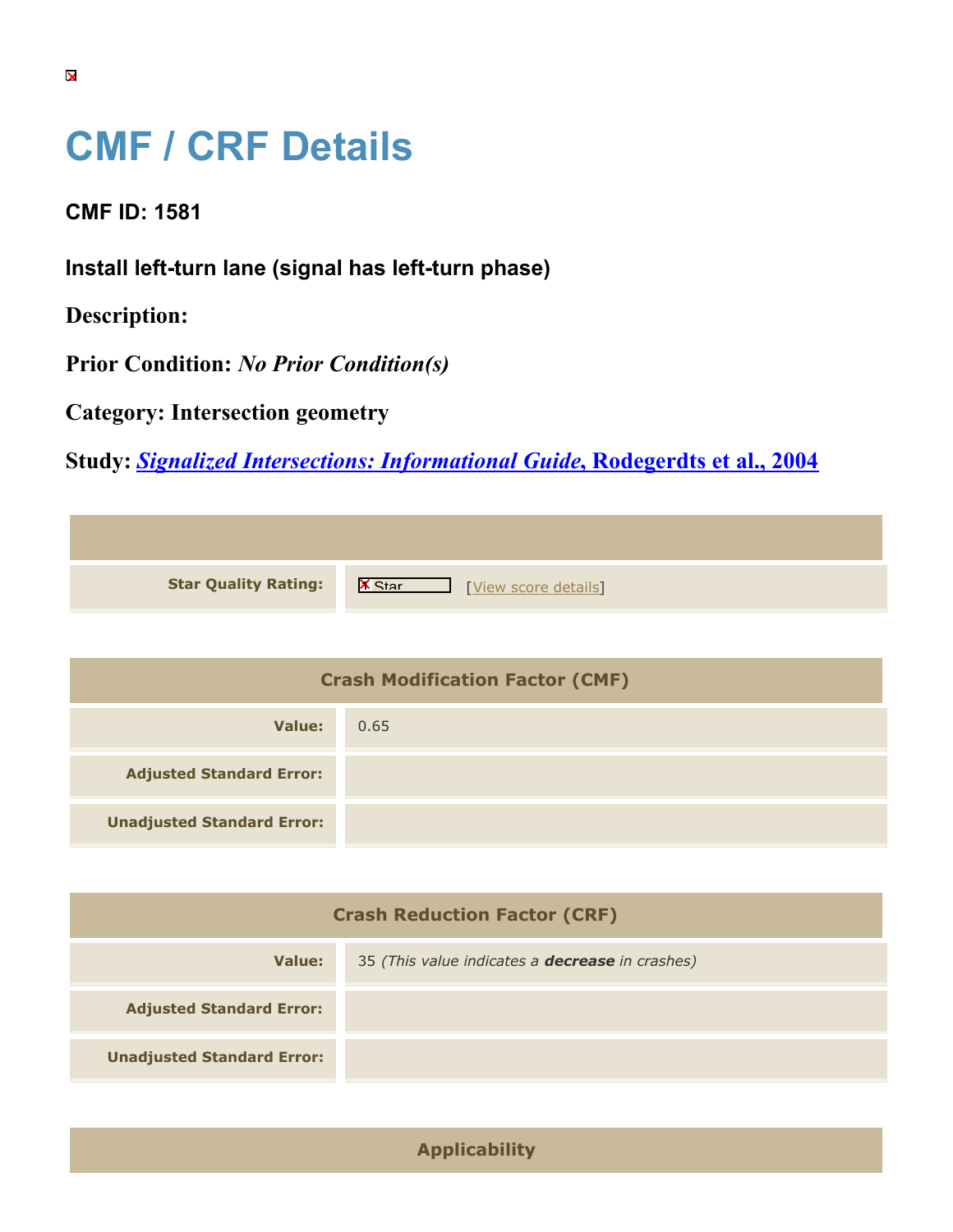# CMF / CRF Details

### CMF ID: 1581

### Install left-turn lane (signal has left-turn phase)

**Description:**

**Prior Condition:** *No Prior Condition(s)*

**Category:** Intersection geometry

**Study:** [*Signalized Intersections: Informational Guide*, Rodegerdts et al., 2004]

| | |
|---|---|
| **Star Quality Rating:** | Star [View score details] |

| Crash Modification Factor (CMF) | |
|---|---|
| **Value:** | 0.65 |
| **Adjusted Standard Error:** | |
| **Unadjusted Standard Error:** | |

| Crash Reduction Factor (CRF) | |
|---|---|
| **Value:** | 35 *(This value indicates a **decrease** in crashes)* |
| **Adjusted Standard Error:** | |
| **Unadjusted Standard Error:** | |

| Applicability |
|---|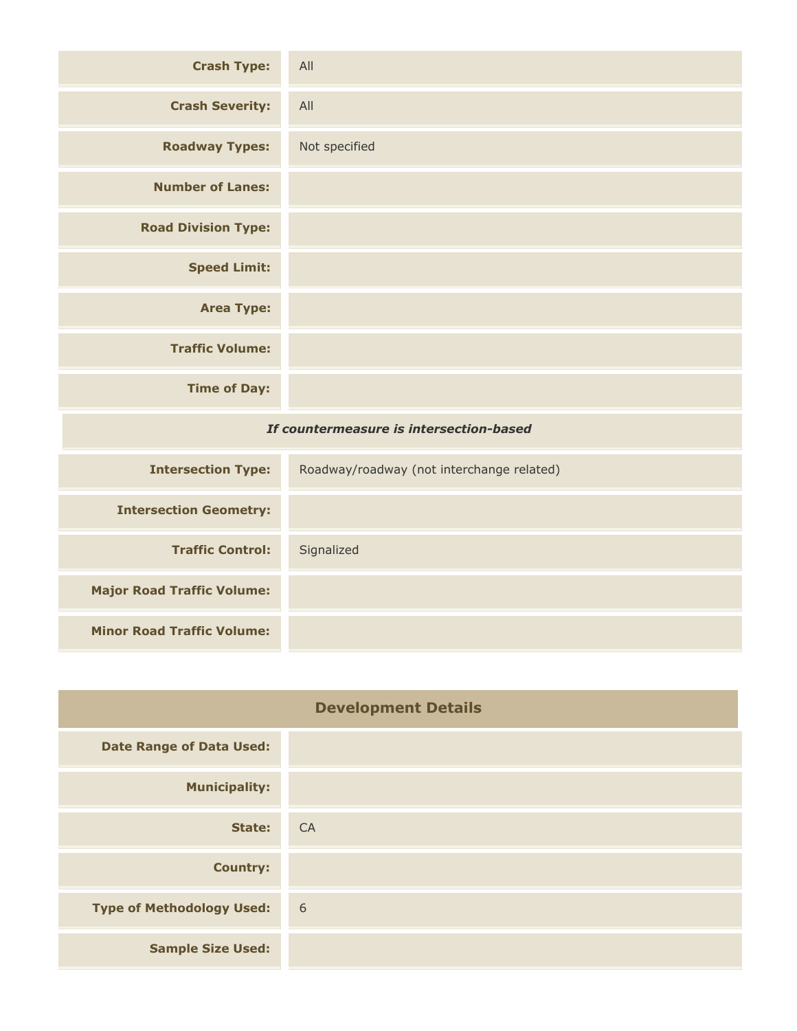| | |
|---|---|
| **Crash Type:** | All |
| **Crash Severity:** | All |
| **Roadway Types:** | Not specified |
| **Number of Lanes:** | |
| **Road Division Type:** | |
| **Speed Limit:** | |
| **Area Type:** | |
| **Traffic Volume:** | |
| **Time of Day:** | |
| ***If countermeasure is intersection-based*** | |
| **Intersection Type:** | Roadway/roadway (not interchange related) |
| **Intersection Geometry:** | |
| **Traffic Control:** | Signalized |
| **Major Road Traffic Volume:** | |
| **Minor Road Traffic Volume:** | |

## Development Details

| | |
|---|---|
| **Date Range of Data Used:** | |
| **Municipality:** | |
| **State:** | CA |
| **Country:** | |
| **Type of Methodology Used:** | 6 |
| **Sample Size Used:** | |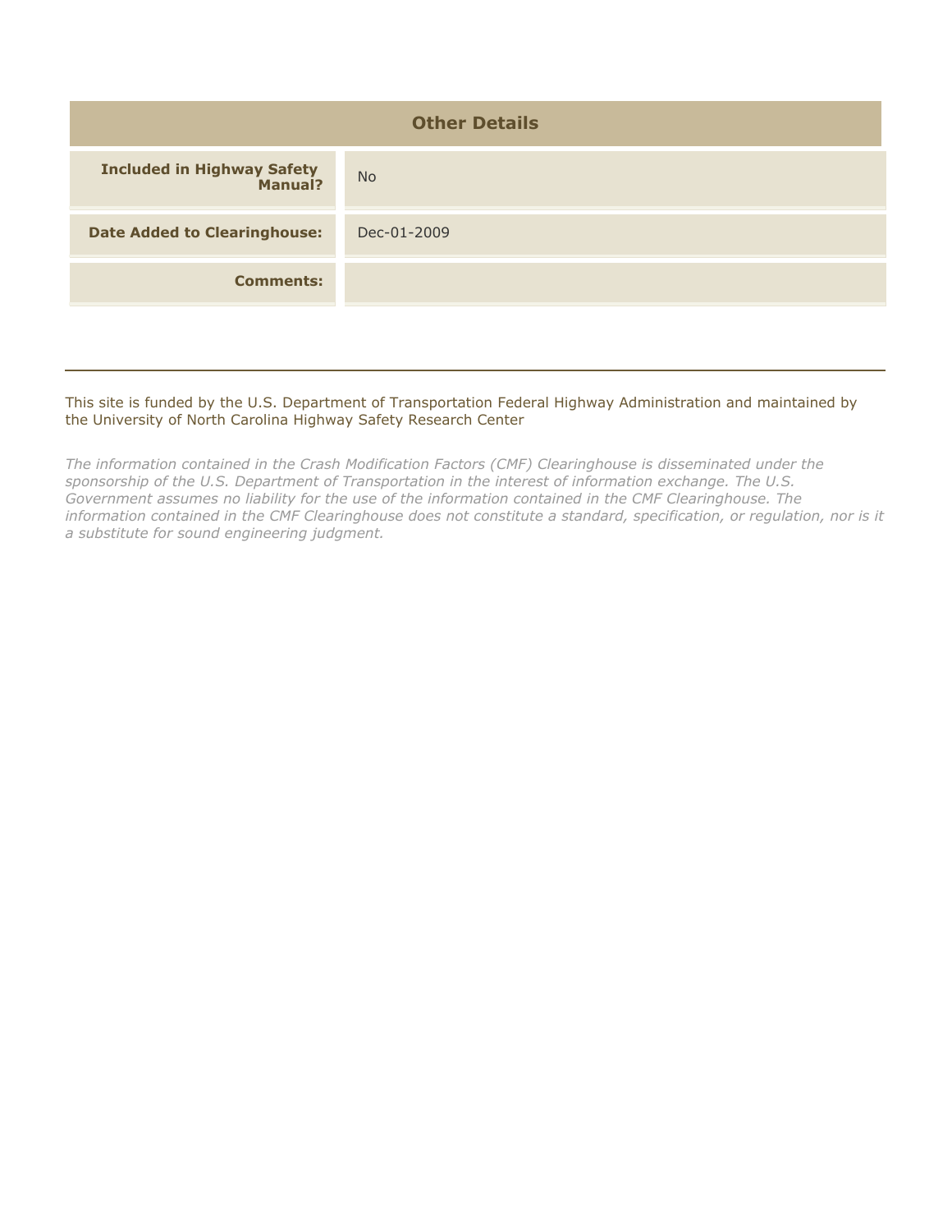## Other Details

| | |
|---|---|
| **Included in Highway Safety Manual?** | No |
| **Date Added to Clearinghouse:** | Dec-01-2009 |
| **Comments:** | |

---

This site is funded by the U.S. Department of Transportation Federal Highway Administration and maintained by the University of North Carolina Highway Safety Research Center

*The information contained in the Crash Modification Factors (CMF) Clearinghouse is disseminated under the sponsorship of the U.S. Department of Transportation in the interest of information exchange. The U.S. Government assumes no liability for the use of the information contained in the CMF Clearinghouse. The information contained in the CMF Clearinghouse does not constitute a standard, specification, or regulation, nor is it a substitute for sound engineering judgment.*